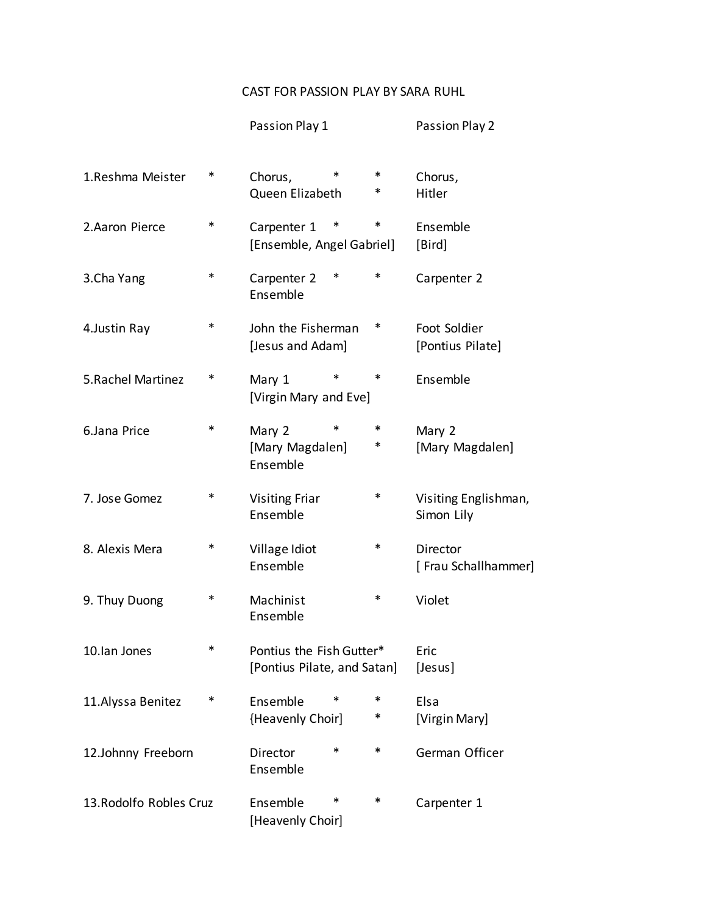# CAST FOR PASSION PLAY BY SARA RUHL

| | | Passion Play 1 | | Passion Play 2 |
|---|---|---|---|---|
| 1.Reshma Meister | * | Chorus, * * Queen Elizabeth | * | Chorus, Hitler |
| 2.Aaron Pierce | * | Carpenter 1 * [Ensemble, Angel Gabriel] | * | Ensemble [Bird] |
| 3.Cha Yang | * | Carpenter 2 * Ensemble | * | Carpenter 2 |
| 4.Justin Ray | * | John the Fisherman [Jesus and Adam] | * | Foot Soldier [Pontius Pilate] |
| 5.Rachel Martinez | * | Mary 1 * [Virgin Mary and Eve] | * | Ensemble |
| 6.Jana Price | * | Mary 2 * [Mary Magdalen] Ensemble | * * | Mary 2 [Mary Magdalen] |
| 7. Jose Gomez | * | Visiting Friar Ensemble | * | Visiting Englishman, Simon Lily |
| 8. Alexis Mera | * | Village Idiot Ensemble | * | Director [ Frau Schallhammer] |
| 9. Thuy Duong | * | Machinist Ensemble | * | Violet |
| 10.Ian Jones | * | Pontius the Fish Gutter* [Pontius Pilate, and Satan] | | Eric [Jesus] |
| 11.Alyssa Benitez | * | Ensemble * {Heavenly Choir] | * * | Elsa [Virgin Mary] |
| 12.Johnny Freeborn | | Director * Ensemble | * | German Officer |
| 13.Rodolfo Robles Cruz | | Ensemble * [Heavenly Choir] | * | Carpenter 1 |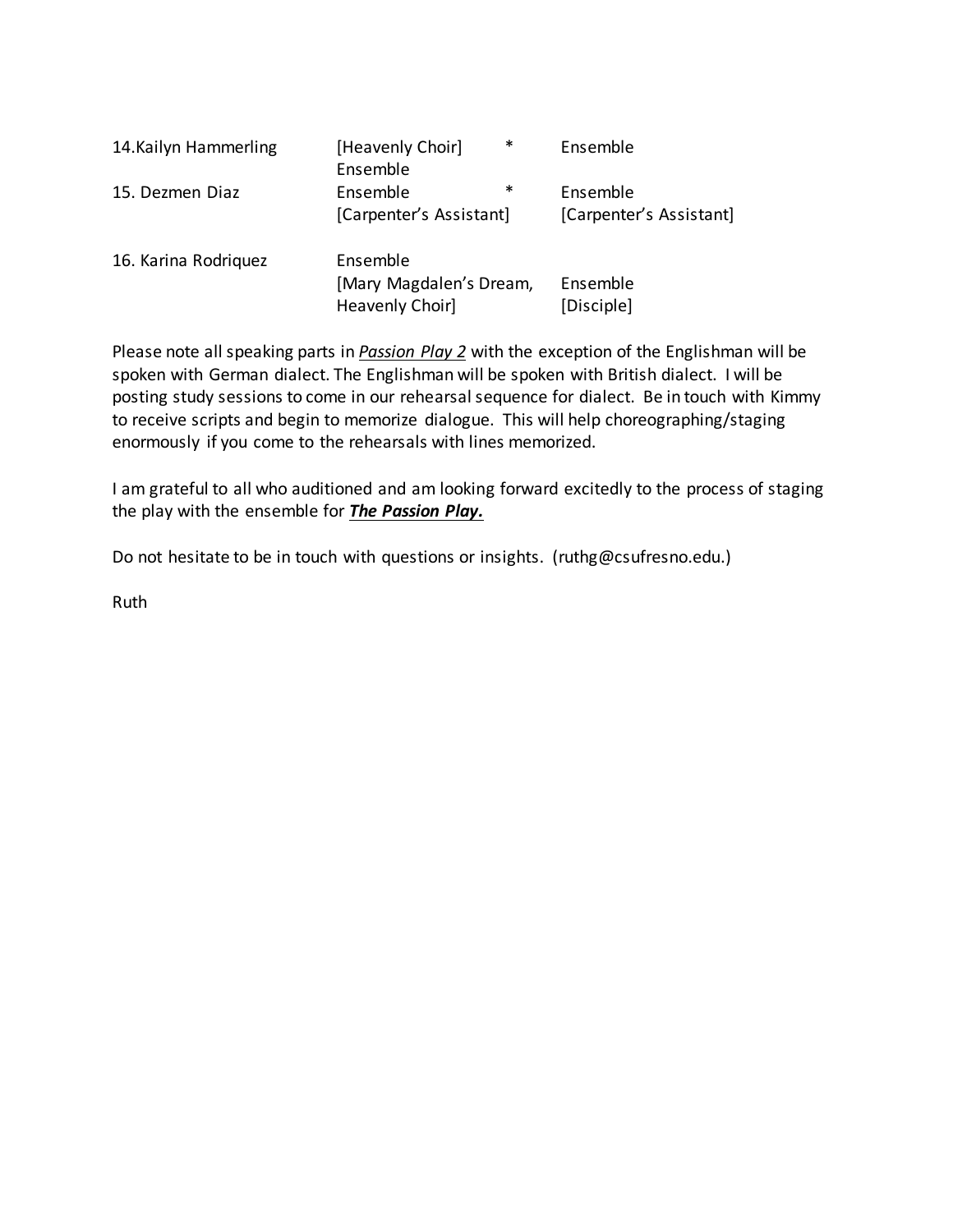| | | | |
|---|---|---|---|
| 14.Kailyn Hammerling | [Heavenly Choir] Ensemble | * | Ensemble |
| 15. Dezmen Diaz | Ensemble [Carpenter's Assistant] | * | Ensemble [Carpenter's Assistant] |
| 16. Karina Rodriquez | Ensemble [Mary Magdalen's Dream, Heavenly Choir] | | Ensemble [Disciple] |

Please note all speaking parts in *Passion Play 2* with the exception of the Englishman will be spoken with German dialect. The Englishman will be spoken with British dialect. I will be posting study sessions to come in our rehearsal sequence for dialect. Be in touch with Kimmy to receive scripts and begin to memorize dialogue. This will help choreographing/staging enormously if you come to the rehearsals with lines memorized.

I am grateful to all who auditioned and am looking forward excitedly to the process of staging the play with the ensemble for ***The Passion Play.***

Do not hesitate to be in touch with questions or insights. (ruthg@csufresno.edu.)

Ruth